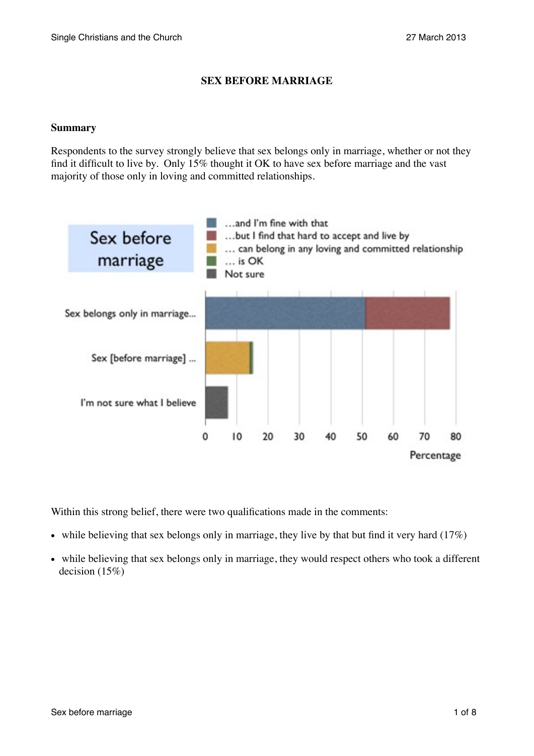# SEX BEFORE MARRIAGE

## Summary

Respondents to the survey strongly believe that sex belongs only in marriage, whether or not they find it difficult to live by. Only 15% thought it OK to have sex before marriage and the vast majority of those only in loving and committed relationships.

Within this strong belief, there were two qualifications made in the comments:

- while believing that sex belongs only in marriage, they live by that but find it very hard (17%)
- while believing that sex belongs only in marriage, they would respect others who took a different decision (15%)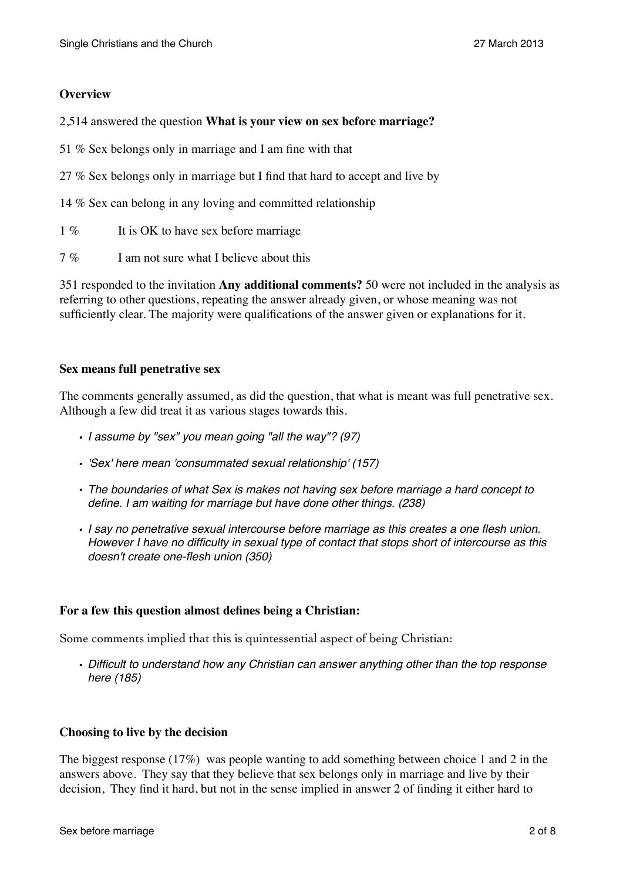**Overview**

2,514 answered the question **What is your view on sex before marriage?**

51 % Sex belongs only in marriage and I am fine with that

27 % Sex belongs only in marriage but I find that hard to accept and live by

14 % Sex can belong in any loving and committed relationship

1 % It is OK to have sex before marriage

7 % I am not sure what I believe about this

351 responded to the invitation **Any additional comments?** 50 were not included in the analysis as referring to other questions, repeating the answer already given, or whose meaning was not sufficiently clear. The majority were qualifications of the answer given or explanations for it.

**Sex means full penetrative sex**

The comments generally assumed, as did the question, that what is meant was full penetrative sex. Although a few did treat it as various stages towards this.

- *I assume by "sex" you mean going "all the way"? (97)*
- *'Sex' here mean 'consummated sexual relationship' (157)*
- *The boundaries of what Sex is makes not having sex before marriage a hard concept to define. I am waiting for marriage but have done other things. (238)*
- *I say no penetrative sexual intercourse before marriage as this creates a one flesh union. However I have no difficulty in sexual type of contact that stops short of intercourse as this doesn't create one-flesh union (350)*

**For a few this question almost defines being a Christian:**

Some comments implied that this is quintessential aspect of being Christian:

- *Difficult to understand how any Christian can answer anything other than the top response here (185)*

**Choosing to live by the decision**

The biggest response (17%) was people wanting to add something between choice 1 and 2 in the answers above. They say that they believe that sex belongs only in marriage and live by their decision, They find it hard, but not in the sense implied in answer 2 of finding it either hard to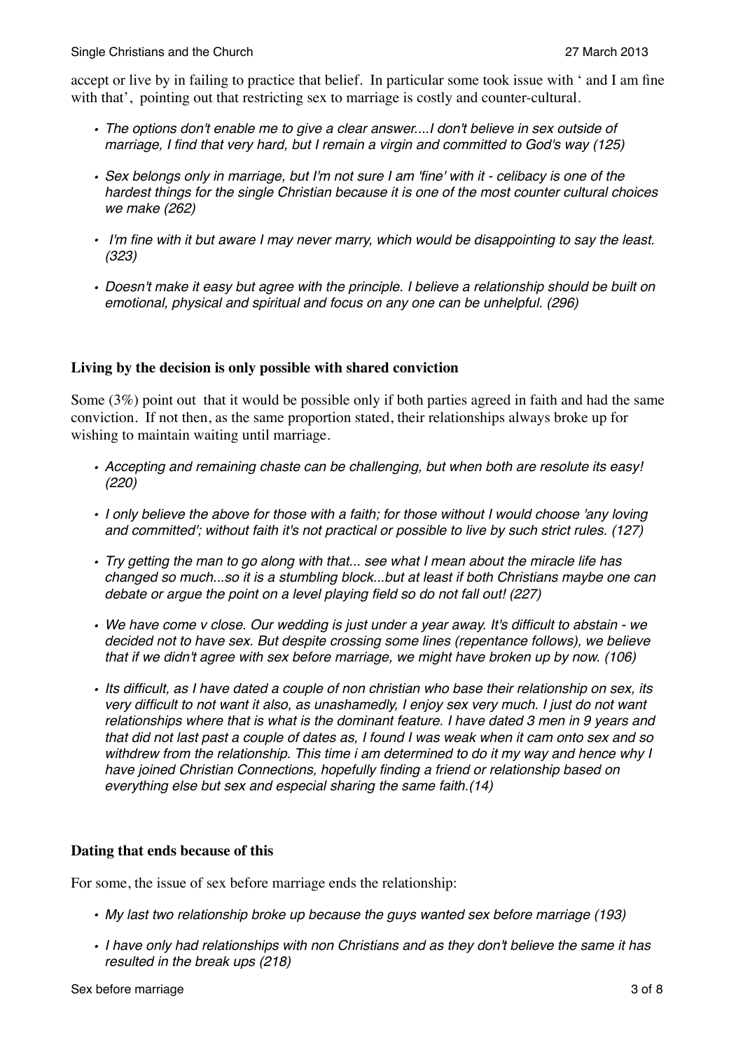accept or live by in failing to practice that belief. In particular some took issue with ' and I am fine with that', pointing out that restricting sex to marriage is costly and counter-cultural.

- *The options don't enable me to give a clear answer....I don't believe in sex outside of marriage, I find that very hard, but I remain a virgin and committed to God's way (125)*
- *Sex belongs only in marriage, but I'm not sure I am 'fine' with it - celibacy is one of the hardest things for the single Christian because it is one of the most counter cultural choices we make (262)*
- *I'm fine with it but aware I may never marry, which would be disappointing to say the least. (323)*
- *Doesn't make it easy but agree with the principle. I believe a relationship should be built on emotional, physical and spiritual and focus on any one can be unhelpful. (296)*

**Living by the decision is only possible with shared conviction**

Some (3%) point out that it would be possible only if both parties agreed in faith and had the same conviction. If not then, as the same proportion stated, their relationships always broke up for wishing to maintain waiting until marriage.

- *Accepting and remaining chaste can be challenging, but when both are resolute its easy! (220)*
- *I only believe the above for those with a faith; for those without I would choose 'any loving and committed'; without faith it's not practical or possible to live by such strict rules. (127)*
- *Try getting the man to go along with that... see what I mean about the miracle life has changed so much...so it is a stumbling block...but at least if both Christians maybe one can debate or argue the point on a level playing field so do not fall out! (227)*
- *We have come v close. Our wedding is just under a year away. It's difficult to abstain - we decided not to have sex. But despite crossing some lines (repentance follows), we believe that if we didn't agree with sex before marriage, we might have broken up by now. (106)*
- *Its difficult, as I have dated a couple of non christian who base their relationship on sex, its very difficult to not want it also, as unashamedly, I enjoy sex very much. I just do not want relationships where that is what is the dominant feature. I have dated 3 men in 9 years and that did not last past a couple of dates as, I found I was weak when it cam onto sex and so withdrew from the relationship. This time i am determined to do it my way and hence why I have joined Christian Connections, hopefully finding a friend or relationship based on everything else but sex and especial sharing the same faith.(14)*

**Dating that ends because of this**

For some, the issue of sex before marriage ends the relationship:

- *My last two relationship broke up because the guys wanted sex before marriage (193)*
- *I have only had relationships with non Christians and as they don't believe the same it has resulted in the break ups (218)*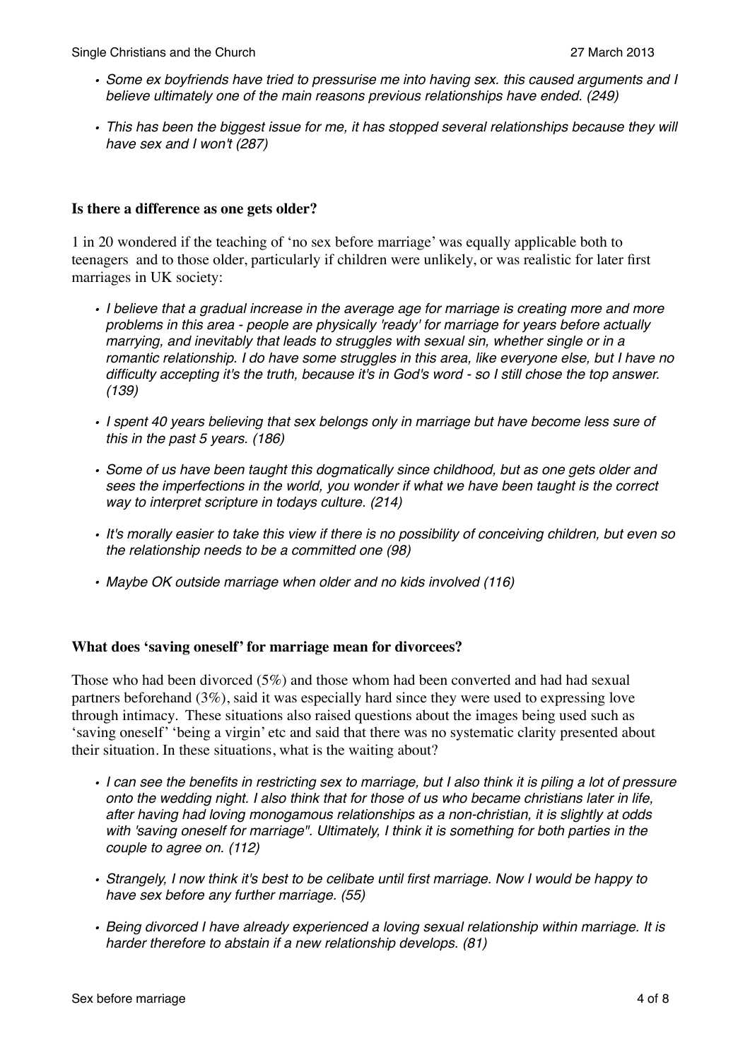- *Some ex boyfriends have tried to pressurise me into having sex. this caused arguments and I believe ultimately one of the main reasons previous relationships have ended. (249)*

- *This has been the biggest issue for me, it has stopped several relationships because they will have sex and I won't (287)*

### Is there a difference as one gets older?

1 in 20 wondered if the teaching of 'no sex before marriage' was equally applicable both to teenagers and to those older, particularly if children were unlikely, or was realistic for later first marriages in UK society:

- *I believe that a gradual increase in the average age for marriage is creating more and more problems in this area - people are physically 'ready' for marriage for years before actually marrying, and inevitably that leads to struggles with sexual sin, whether single or in a romantic relationship. I do have some struggles in this area, like everyone else, but I have no difficulty accepting it's the truth, because it's in God's word - so I still chose the top answer. (139)*

- *I spent 40 years believing that sex belongs only in marriage but have become less sure of this in the past 5 years. (186)*

- *Some of us have been taught this dogmatically since childhood, but as one gets older and sees the imperfections in the world, you wonder if what we have been taught is the correct way to interpret scripture in todays culture. (214)*

- *It's morally easier to take this view if there is no possibility of conceiving children, but even so the relationship needs to be a committed one (98)*

- *Maybe OK outside marriage when older and no kids involved (116)*

### What does 'saving oneself' for marriage mean for divorcees?

Those who had been divorced (5%) and those whom had been converted and had had sexual partners beforehand (3%), said it was especially hard since they were used to expressing love through intimacy. These situations also raised questions about the images being used such as 'saving oneself' 'being a virgin' etc and said that there was no systematic clarity presented about their situation. In these situations, what is the waiting about?

- *I can see the benefits in restricting sex to marriage, but I also think it is piling a lot of pressure onto the wedding night. I also think that for those of us who became christians later in life, after having had loving monogamous relationships as a non-christian, it is slightly at odds with 'saving oneself for marriage". Ultimately, I think it is something for both parties in the couple to agree on. (112)*

- *Strangely, I now think it's best to be celibate until first marriage. Now I would be happy to have sex before any further marriage. (55)*

- *Being divorced I have already experienced a loving sexual relationship within marriage. It is harder therefore to abstain if a new relationship develops. (81)*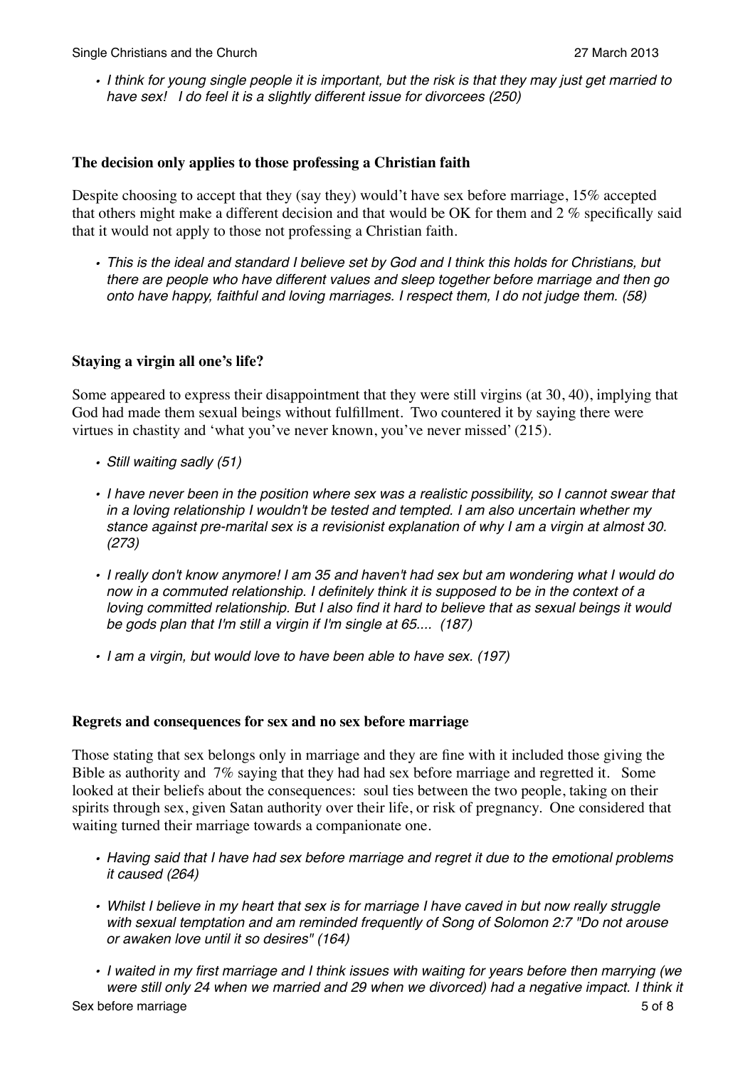- *I think for young single people it is important, but the risk is that they may just get married to have sex! I do feel it is a slightly different issue for divorcees (250)*

**The decision only applies to those professing a Christian faith**

Despite choosing to accept that they (say they) would't have sex before marriage, 15% accepted that others might make a different decision and that would be OK for them and 2 % specifically said that it would not apply to those not professing a Christian faith.

- *This is the ideal and standard I believe set by God and I think this holds for Christians, but there are people who have different values and sleep together before marriage and then go onto have happy, faithful and loving marriages. I respect them, I do not judge them. (58)*

**Staying a virgin all one's life?**

Some appeared to express their disappointment that they were still virgins (at 30, 40), implying that God had made them sexual beings without fulfillment. Two countered it by saying there were virtues in chastity and 'what you've never known, you've never missed' (215).

- *Still waiting sadly (51)*
- *I have never been in the position where sex was a realistic possibility, so I cannot swear that in a loving relationship I wouldn't be tested and tempted. I am also uncertain whether my stance against pre-marital sex is a revisionist explanation of why I am a virgin at almost 30. (273)*
- *I really don't know anymore! I am 35 and haven't had sex but am wondering what I would do now in a commuted relationship. I definitely think it is supposed to be in the context of a loving committed relationship. But I also find it hard to believe that as sexual beings it would be gods plan that I'm still a virgin if I'm single at 65.... (187)*
- *I am a virgin, but would love to have been able to have sex. (197)*

**Regrets and consequences for sex and no sex before marriage**

Those stating that sex belongs only in marriage and they are fine with it included those giving the Bible as authority and 7% saying that they had had sex before marriage and regretted it. Some looked at their beliefs about the consequences: soul ties between the two people, taking on their spirits through sex, given Satan authority over their life, or risk of pregnancy. One considered that waiting turned their marriage towards a companionate one.

- *Having said that I have had sex before marriage and regret it due to the emotional problems it caused (264)*
- *Whilst I believe in my heart that sex is for marriage I have caved in but now really struggle with sexual temptation and am reminded frequently of Song of Solomon 2:7 "Do not arouse or awaken love until it so desires" (164)*
- *I waited in my first marriage and I think issues with waiting for years before then marrying (we were still only 24 when we married and 29 when we divorced) had a negative impact. I think it*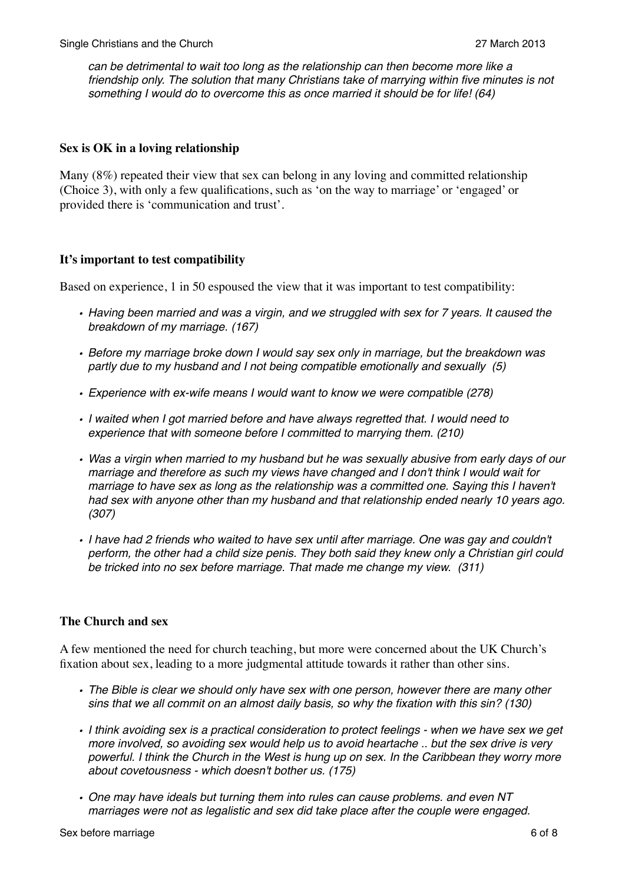*can be detrimental to wait too long as the relationship can then become more like a friendship only. The solution that many Christians take of marrying within five minutes is not something I would do to overcome this as once married it should be for life! (64)*

**Sex is OK in a loving relationship**

Many (8%) repeated their view that sex can belong in any loving and committed relationship (Choice 3), with only a few qualifications, such as 'on the way to marriage' or 'engaged' or provided there is 'communication and trust'.

**It's important to test compatibility**

Based on experience, 1 in 50 espoused the view that it was important to test compatibility:

- *Having been married and was a virgin, and we struggled with sex for 7 years. It caused the breakdown of my marriage. (167)*
- *Before my marriage broke down I would say sex only in marriage, but the breakdown was partly due to my husband and I not being compatible emotionally and sexually (5)*
- *Experience with ex-wife means I would want to know we were compatible (278)*
- *I waited when I got married before and have always regretted that. I would need to experience that with someone before I committed to marrying them. (210)*
- *Was a virgin when married to my husband but he was sexually abusive from early days of our marriage and therefore as such my views have changed and I don't think I would wait for marriage to have sex as long as the relationship was a committed one. Saying this I haven't had sex with anyone other than my husband and that relationship ended nearly 10 years ago. (307)*
- *I have had 2 friends who waited to have sex until after marriage. One was gay and couldn't perform, the other had a child size penis. They both said they knew only a Christian girl could be tricked into no sex before marriage. That made me change my view. (311)*

**The Church and sex**

A few mentioned the need for church teaching, but more were concerned about the UK Church's fixation about sex, leading to a more judgmental attitude towards it rather than other sins.

- *The Bible is clear we should only have sex with one person, however there are many other sins that we all commit on an almost daily basis, so why the fixation with this sin? (130)*
- *I think avoiding sex is a practical consideration to protect feelings - when we have sex we get more involved, so avoiding sex would help us to avoid heartache .. but the sex drive is very powerful. I think the Church in the West is hung up on sex. In the Caribbean they worry more about covetousness - which doesn't bother us. (175)*
- *One may have ideals but turning them into rules can cause problems. and even NT marriages were not as legalistic and sex did take place after the couple were engaged.*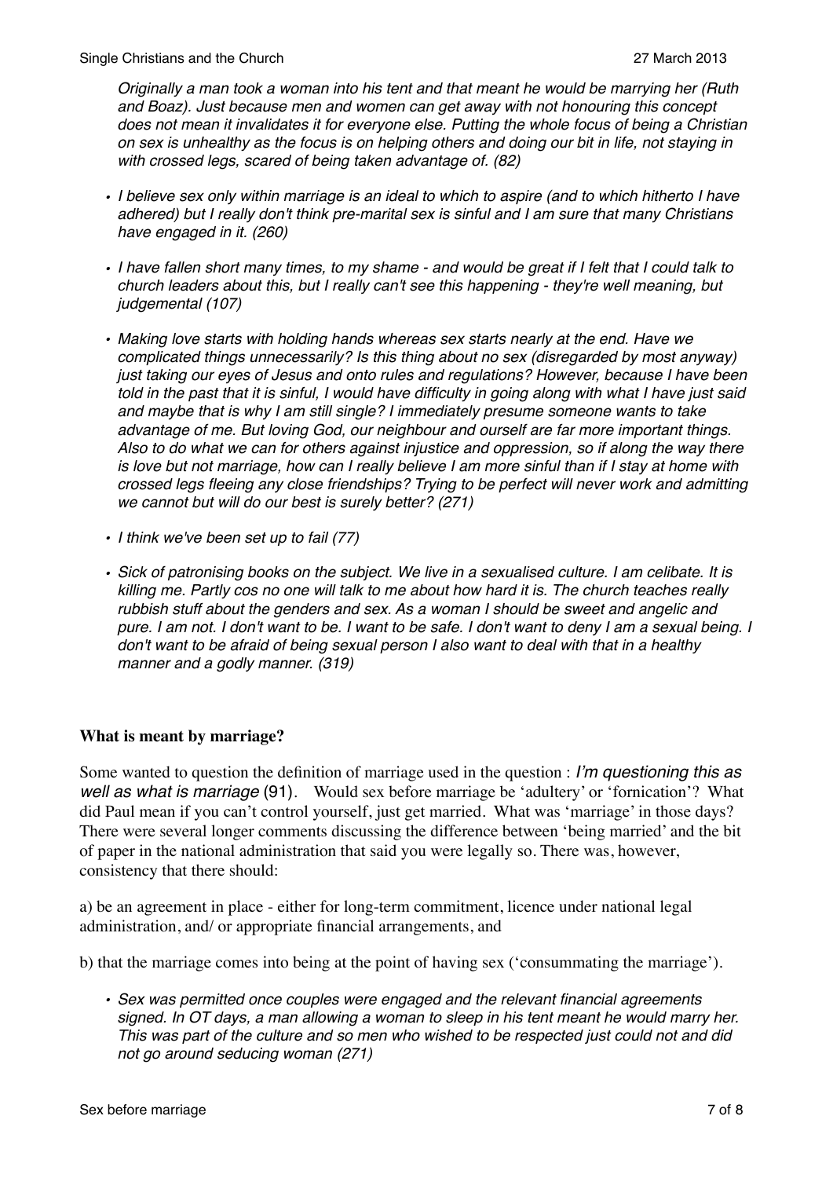*Originally a man took a woman into his tent and that meant he would be marrying her (Ruth and Boaz). Just because men and women can get away with not honouring this concept does not mean it invalidates it for everyone else. Putting the whole focus of being a Christian on sex is unhealthy as the focus is on helping others and doing our bit in life, not staying in with crossed legs, scared of being taken advantage of. (82)*

- *I believe sex only within marriage is an ideal to which to aspire (and to which hitherto I have adhered) but I really don't think pre-marital sex is sinful and I am sure that many Christians have engaged in it. (260)*

- *I have fallen short many times, to my shame - and would be great if I felt that I could talk to church leaders about this, but I really can't see this happening - they're well meaning, but judgemental (107)*

- *Making love starts with holding hands whereas sex starts nearly at the end. Have we complicated things unnecessarily? Is this thing about no sex (disregarded by most anyway) just taking our eyes of Jesus and onto rules and regulations? However, because I have been told in the past that it is sinful, I would have difficulty in going along with what I have just said and maybe that is why I am still single? I immediately presume someone wants to take advantage of me. But loving God, our neighbour and ourself are far more important things. Also to do what we can for others against injustice and oppression, so if along the way there is love but not marriage, how can I really believe I am more sinful than if I stay at home with crossed legs fleeing any close friendships? Trying to be perfect will never work and admitting we cannot but will do our best is surely better? (271)*

- *I think we've been set up to fail (77)*

- *Sick of patronising books on the subject. We live in a sexualised culture. I am celibate. It is killing me. Partly cos no one will talk to me about how hard it is. The church teaches really rubbish stuff about the genders and sex. As a woman I should be sweet and angelic and pure. I am not. I don't want to be. I want to be safe. I don't want to deny I am a sexual being. I don't want to be afraid of being sexual person I also want to deal with that in a healthy manner and a godly manner. (319)*

### What is meant by marriage?

Some wanted to question the definition of marriage used in the question : *I'm questioning this as well as what is marriage* (91). Would sex before marriage be 'adultery' or 'fornication'? What did Paul mean if you can't control yourself, just get married. What was 'marriage' in those days? There were several longer comments discussing the difference between 'being married' and the bit of paper in the national administration that said you were legally so. There was, however, consistency that there should:

a) be an agreement in place - either for long-term commitment, licence under national legal administration, and/ or appropriate financial arrangements, and

b) that the marriage comes into being at the point of having sex ('consummating the marriage').

- *Sex was permitted once couples were engaged and the relevant financial agreements signed. In OT days, a man allowing a woman to sleep in his tent meant he would marry her. This was part of the culture and so men who wished to be respected just could not and did not go around seducing woman (271)*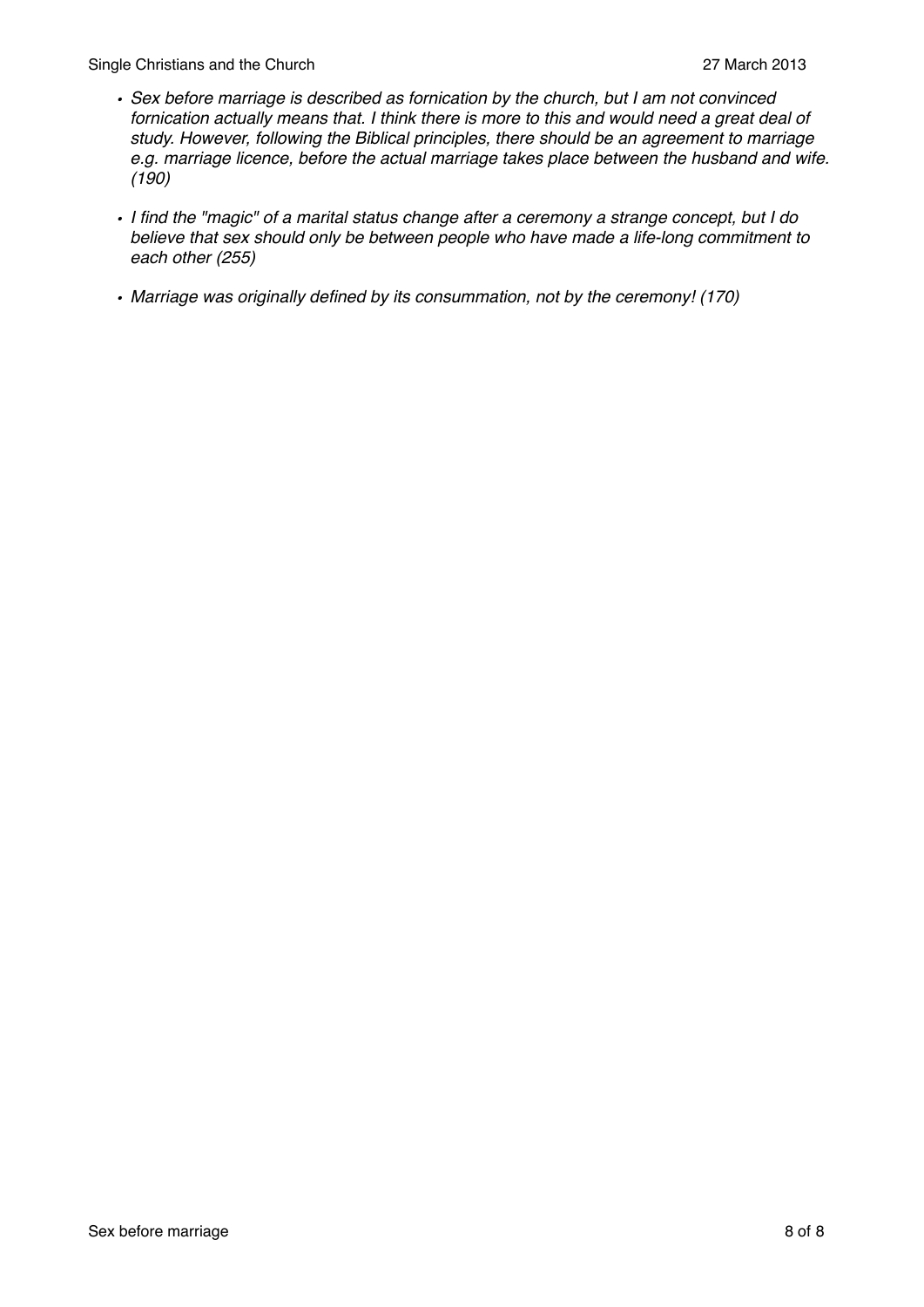- *Sex before marriage is described as fornication by the church, but I am not convinced fornication actually means that. I think there is more to this and would need a great deal of study. However, following the Biblical principles, there should be an agreement to marriage e.g. marriage licence, before the actual marriage takes place between the husband and wife. (190)*

- *I find the "magic" of a marital status change after a ceremony a strange concept, but I do believe that sex should only be between people who have made a life-long commitment to each other (255)*

- *Marriage was originally defined by its consummation, not by the ceremony! (170)*